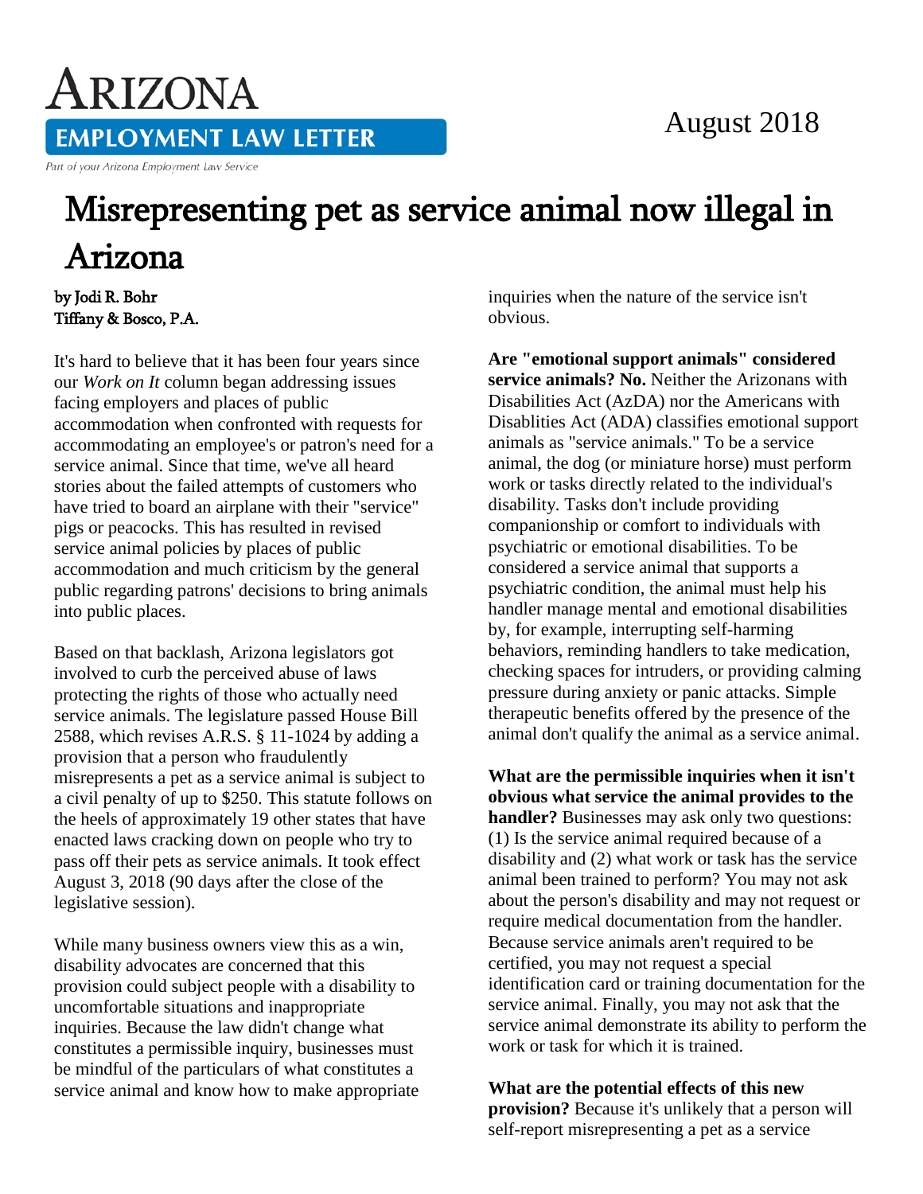# ARIZONA EMPLOYMENT LAW LETTER

Part of your Arizona Employment Law Service

August 2018

# Misrepresenting pet as service animal now illegal in Arizona

**by Jodi R. Bohr**
**Tiffany & Bosco, P.A.**

It's hard to believe that it has been four years since our *Work on It* column began addressing issues facing employers and places of public accommodation when confronted with requests for accommodating an employee's or patron's need for a service animal. Since that time, we've all heard stories about the failed attempts of customers who have tried to board an airplane with their "service" pigs or peacocks. This has resulted in revised service animal policies by places of public accommodation and much criticism by the general public regarding patrons' decisions to bring animals into public places.

Based on that backlash, Arizona legislators got involved to curb the perceived abuse of laws protecting the rights of those who actually need service animals. The legislature passed House Bill 2588, which revises A.R.S. § 11-1024 by adding a provision that a person who fraudulently misrepresents a pet as a service animal is subject to a civil penalty of up to $250. This statute follows on the heels of approximately 19 other states that have enacted laws cracking down on people who try to pass off their pets as service animals. It took effect August 3, 2018 (90 days after the close of the legislative session).

While many business owners view this as a win, disability advocates are concerned that this provision could subject people with a disability to uncomfortable situations and inappropriate inquiries. Because the law didn't change what constitutes a permissible inquiry, businesses must be mindful of the particulars of what constitutes a service animal and know how to make appropriate inquiries when the nature of the service isn't obvious.

**Are "emotional support animals" considered service animals? No.** Neither the Arizonans with Disabilities Act (AzDA) nor the Americans with Disablities Act (ADA) classifies emotional support animals as "service animals." To be a service animal, the dog (or miniature horse) must perform work or tasks directly related to the individual's disability. Tasks don't include providing companionship or comfort to individuals with psychiatric or emotional disabilities. To be considered a service animal that supports a psychiatric condition, the animal must help his handler manage mental and emotional disabilities by, for example, interrupting self-harming behaviors, reminding handlers to take medication, checking spaces for intruders, or providing calming pressure during anxiety or panic attacks. Simple therapeutic benefits offered by the presence of the animal don't qualify the animal as a service animal.

**What are the permissible inquiries when it isn't obvious what service the animal provides to the handler?** Businesses may ask only two questions: (1) Is the service animal required because of a disability and (2) what work or task has the service animal been trained to perform? You may not ask about the person's disability and may not request or require medical documentation from the handler. Because service animals aren't required to be certified, you may not request a special identification card or training documentation for the service animal. Finally, you may not ask that the service animal demonstrate its ability to perform the work or task for which it is trained.

**What are the potential effects of this new provision?** Because it's unlikely that a person will self-report misrepresenting a pet as a service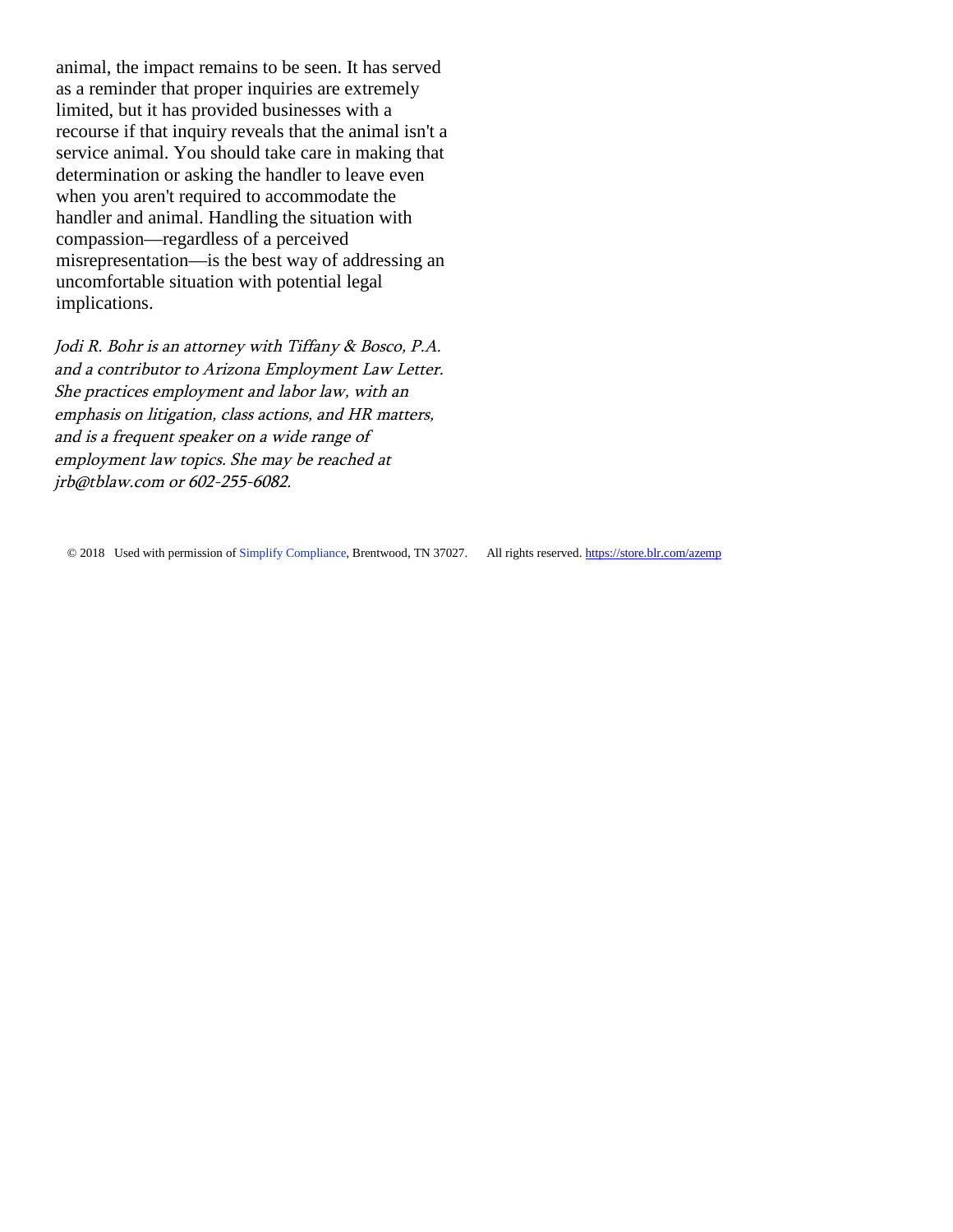animal, the impact remains to be seen. It has served as a reminder that proper inquiries are extremely limited, but it has provided businesses with a recourse if that inquiry reveals that the animal isn't a service animal. You should take care in making that determination or asking the handler to leave even when you aren't required to accommodate the handler and animal. Handling the situation with compassion—regardless of a perceived misrepresentation—is the best way of addressing an uncomfortable situation with potential legal implications.

*Jodi R. Bohr is an attorney with Tiffany & Bosco, P.A. and a contributor to Arizona Employment Law Letter. She practices employment and labor law, with an emphasis on litigation, class actions, and HR matters, and is a frequent speaker on a wide range of employment law topics. She may be reached at jrb@tblaw.com or 602-255-6082.*

© 2018 Used with permission of Simplify Compliance, Brentwood, TN 37027. All rights reserved. https://store.blr.com/azemp